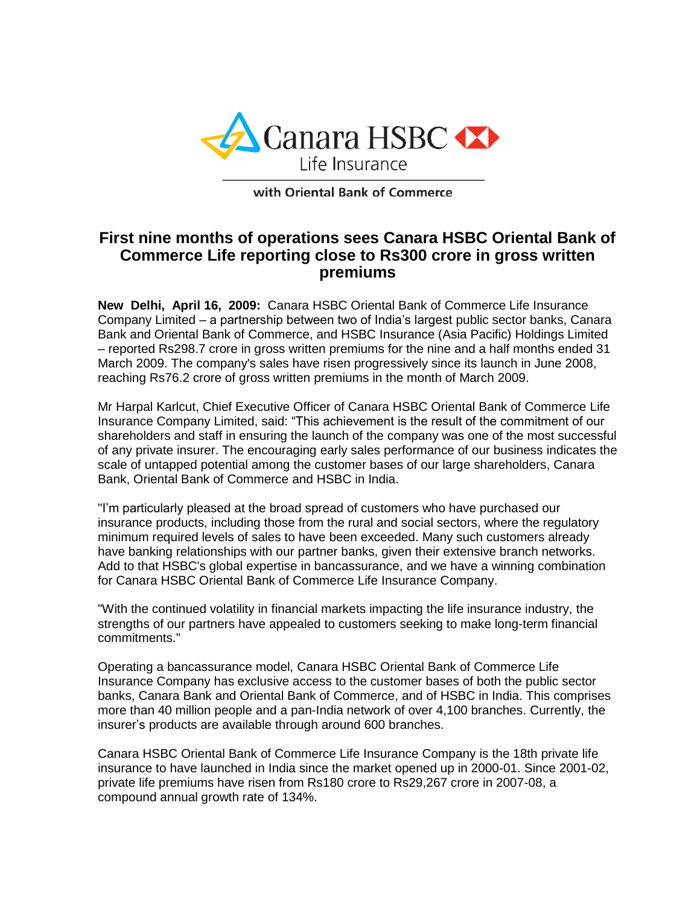Canara HSBC Life Insurance

with Oriental Bank of Commerce

# First nine months of operations sees Canara HSBC Oriental Bank of Commerce Life reporting close to Rs300 crore in gross written premiums

**New Delhi, April 16, 2009:** Canara HSBC Oriental Bank of Commerce Life Insurance Company Limited – a partnership between two of India's largest public sector banks, Canara Bank and Oriental Bank of Commerce, and HSBC Insurance (Asia Pacific) Holdings Limited – reported Rs298.7 crore in gross written premiums for the nine and a half months ended 31 March 2009. The company's sales have risen progressively since its launch in June 2008, reaching Rs76.2 crore of gross written premiums in the month of March 2009.

Mr Harpal Karlcut, Chief Executive Officer of Canara HSBC Oriental Bank of Commerce Life Insurance Company Limited, said: "This achievement is the result of the commitment of our shareholders and staff in ensuring the launch of the company was one of the most successful of any private insurer. The encouraging early sales performance of our business indicates the scale of untapped potential among the customer bases of our large shareholders, Canara Bank, Oriental Bank of Commerce and HSBC in India.

"I'm particularly pleased at the broad spread of customers who have purchased our insurance products, including those from the rural and social sectors, where the regulatory minimum required levels of sales to have been exceeded. Many such customers already have banking relationships with our partner banks, given their extensive branch networks. Add to that HSBC's global expertise in bancassurance, and we have a winning combination for Canara HSBC Oriental Bank of Commerce Life Insurance Company.

"With the continued volatility in financial markets impacting the life insurance industry, the strengths of our partners have appealed to customers seeking to make long-term financial commitments."

Operating a bancassurance model, Canara HSBC Oriental Bank of Commerce Life Insurance Company has exclusive access to the customer bases of both the public sector banks, Canara Bank and Oriental Bank of Commerce, and of HSBC in India. This comprises more than 40 million people and a pan-India network of over 4,100 branches. Currently, the insurer's products are available through around 600 branches.

Canara HSBC Oriental Bank of Commerce Life Insurance Company is the 18th private life insurance to have launched in India since the market opened up in 2000-01. Since 2001-02, private life premiums have risen from Rs180 crore to Rs29,267 crore in 2007-08, a compound annual growth rate of 134%.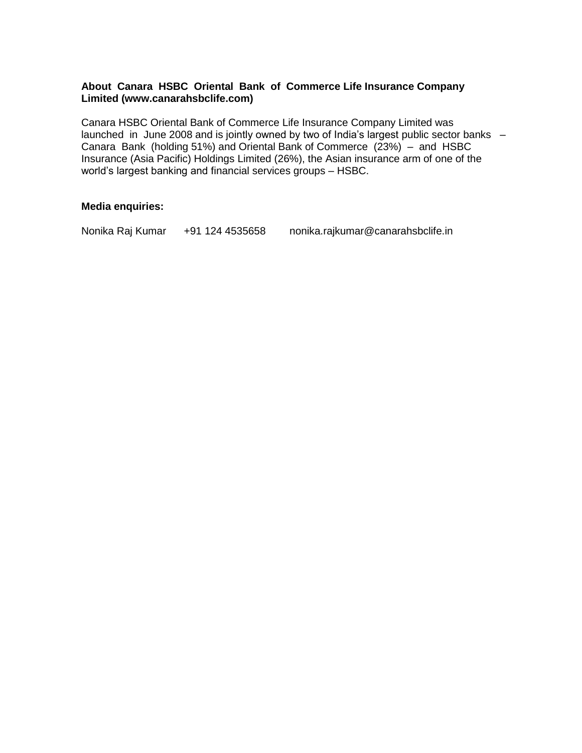**About Canara HSBC Oriental Bank of Commerce Life Insurance Company Limited (www.canarahsbclife.com)**

Canara HSBC Oriental Bank of Commerce Life Insurance Company Limited was launched in June 2008 and is jointly owned by two of India's largest public sector banks – Canara Bank (holding 51%) and Oriental Bank of Commerce (23%) – and HSBC Insurance (Asia Pacific) Holdings Limited (26%), the Asian insurance arm of one of the world's largest banking and financial services groups – HSBC.

**Media enquiries:**

Nonika Raj Kumar +91 124 4535658 nonika.rajkumar@canarahsbclife.in